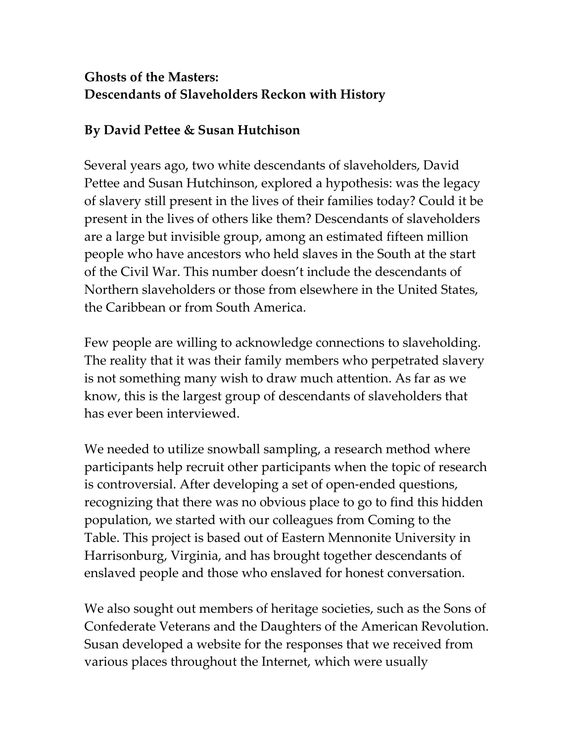# Ghosts of the Masters: Descendants of Slaveholders Reckon with History

**By David Pettee & Susan Hutchison**

Several years ago, two white descendants of slaveholders, David Pettee and Susan Hutchinson, explored a hypothesis: was the legacy of slavery still present in the lives of their families today? Could it be present in the lives of others like them? Descendants of slaveholders are a large but invisible group, among an estimated fifteen million people who have ancestors who held slaves in the South at the start of the Civil War. This number doesn't include the descendants of Northern slaveholders or those from elsewhere in the United States, the Caribbean or from South America.

Few people are willing to acknowledge connections to slaveholding. The reality that it was their family members who perpetrated slavery is not something many wish to draw much attention. As far as we know, this is the largest group of descendants of slaveholders that has ever been interviewed.

We needed to utilize snowball sampling, a research method where participants help recruit other participants when the topic of research is controversial. After developing a set of open-ended questions, recognizing that there was no obvious place to go to find this hidden population, we started with our colleagues from Coming to the Table. This project is based out of Eastern Mennonite University in Harrisonburg, Virginia, and has brought together descendants of enslaved people and those who enslaved for honest conversation.

We also sought out members of heritage societies, such as the Sons of Confederate Veterans and the Daughters of the American Revolution. Susan developed a website for the responses that we received from various places throughout the Internet, which were usually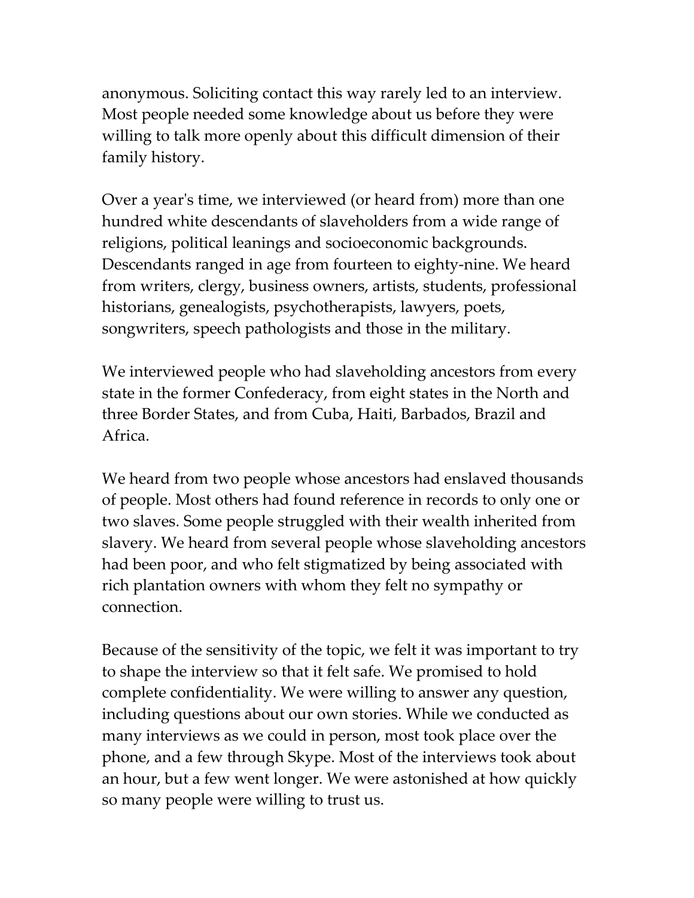anonymous. Soliciting contact this way rarely led to an interview. Most people needed some knowledge about us before they were willing to talk more openly about this difficult dimension of their family history.

Over a year's time, we interviewed (or heard from) more than one hundred white descendants of slaveholders from a wide range of religions, political leanings and socioeconomic backgrounds. Descendants ranged in age from fourteen to eighty-nine. We heard from writers, clergy, business owners, artists, students, professional historians, genealogists, psychotherapists, lawyers, poets, songwriters, speech pathologists and those in the military.

We interviewed people who had slaveholding ancestors from every state in the former Confederacy, from eight states in the North and three Border States, and from Cuba, Haiti, Barbados, Brazil and Africa.

We heard from two people whose ancestors had enslaved thousands of people. Most others had found reference in records to only one or two slaves. Some people struggled with their wealth inherited from slavery. We heard from several people whose slaveholding ancestors had been poor, and who felt stigmatized by being associated with rich plantation owners with whom they felt no sympathy or connection.

Because of the sensitivity of the topic, we felt it was important to try to shape the interview so that it felt safe. We promised to hold complete confidentiality. We were willing to answer any question, including questions about our own stories. While we conducted as many interviews as we could in person, most took place over the phone, and a few through Skype. Most of the interviews took about an hour, but a few went longer. We were astonished at how quickly so many people were willing to trust us.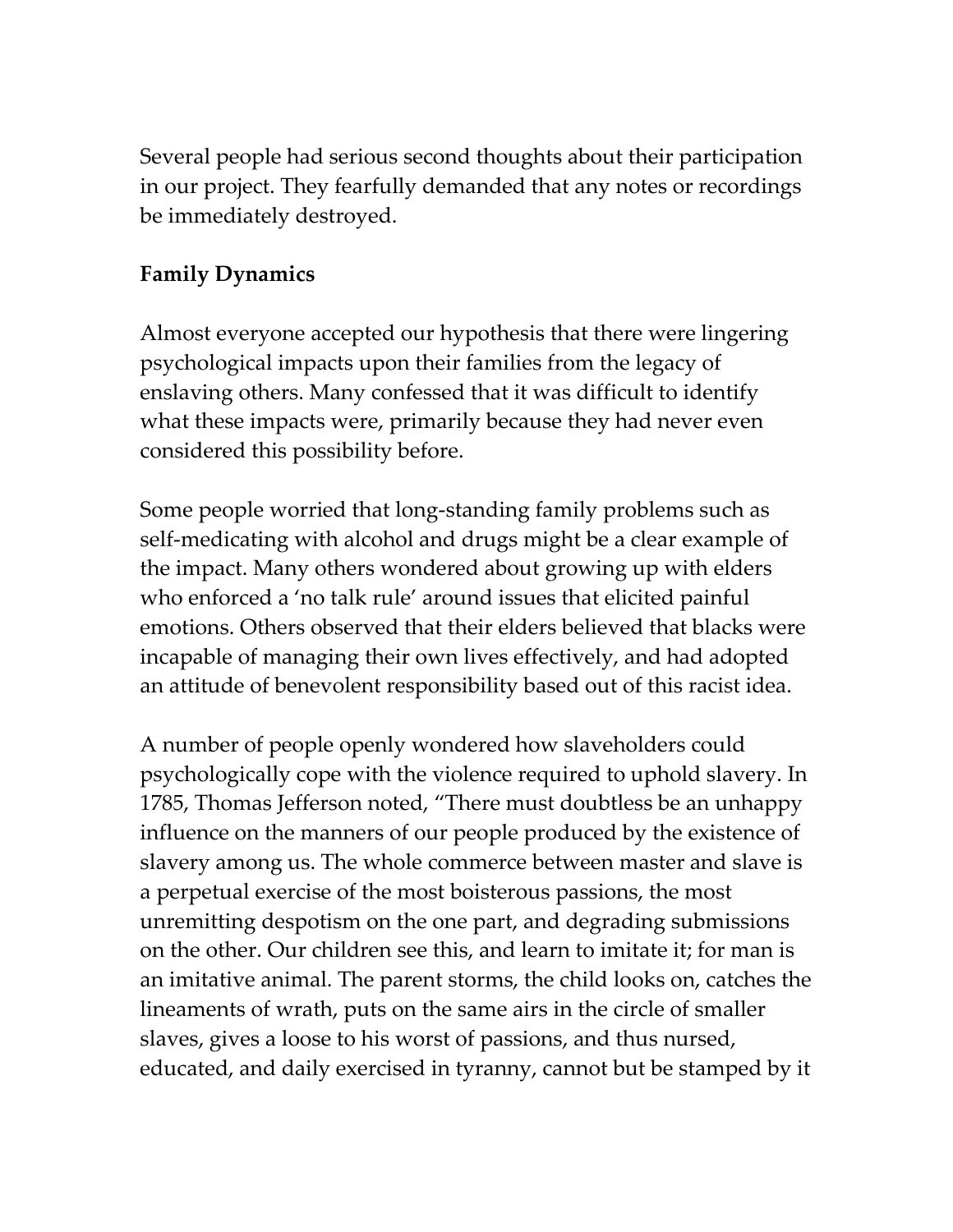Several people had serious second thoughts about their participation in our project. They fearfully demanded that any notes or recordings be immediately destroyed.

**Family Dynamics**

Almost everyone accepted our hypothesis that there were lingering psychological impacts upon their families from the legacy of enslaving others. Many confessed that it was difficult to identify what these impacts were, primarily because they had never even considered this possibility before.

Some people worried that long-standing family problems such as self-medicating with alcohol and drugs might be a clear example of the impact. Many others wondered about growing up with elders who enforced a 'no talk rule' around issues that elicited painful emotions. Others observed that their elders believed that blacks were incapable of managing their own lives effectively, and had adopted an attitude of benevolent responsibility based out of this racist idea.

A number of people openly wondered how slaveholders could psychologically cope with the violence required to uphold slavery. In 1785, Thomas Jefferson noted, "There must doubtless be an unhappy influence on the manners of our people produced by the existence of slavery among us. The whole commerce between master and slave is a perpetual exercise of the most boisterous passions, the most unremitting despotism on the one part, and degrading submissions on the other. Our children see this, and learn to imitate it; for man is an imitative animal. The parent storms, the child looks on, catches the lineaments of wrath, puts on the same airs in the circle of smaller slaves, gives a loose to his worst of passions, and thus nursed, educated, and daily exercised in tyranny, cannot but be stamped by it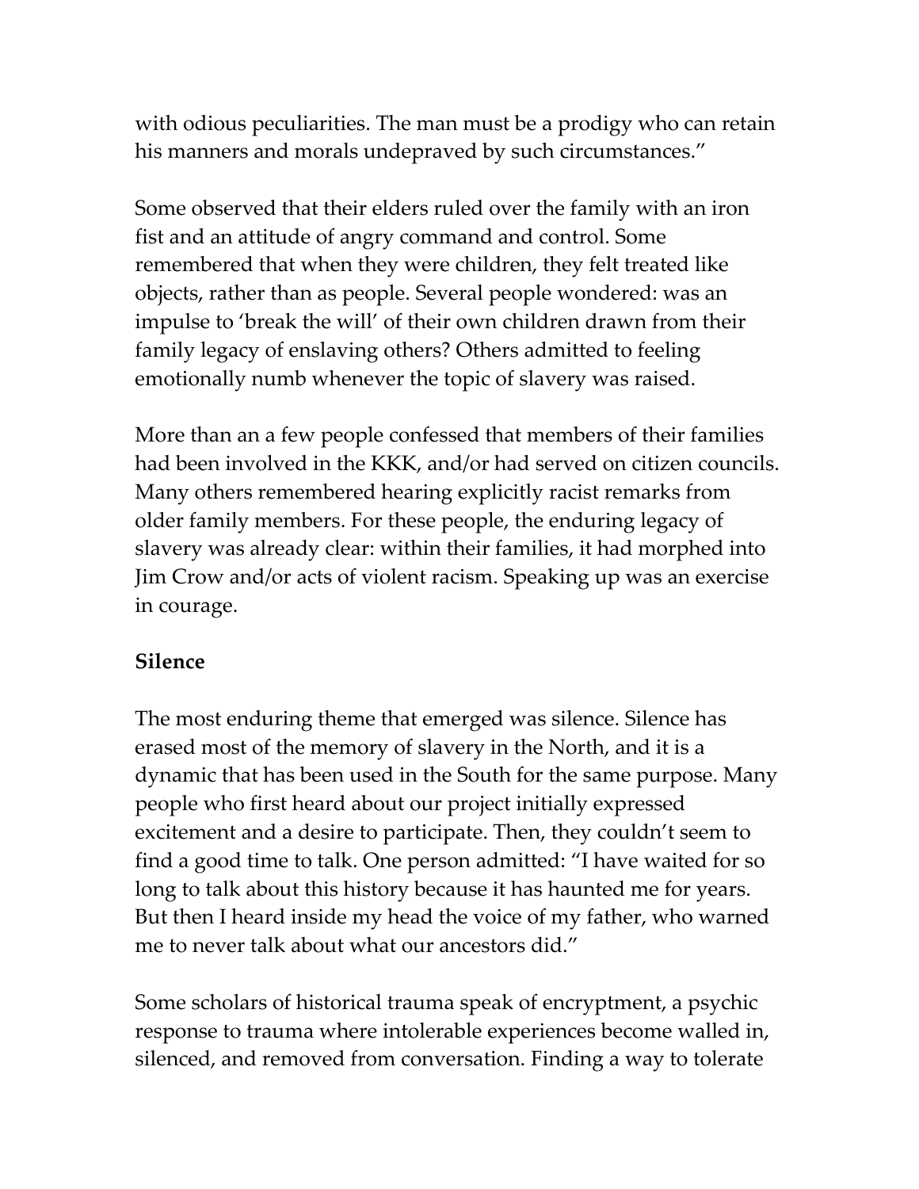with odious peculiarities. The man must be a prodigy who can retain his manners and morals undepraved by such circumstances."

Some observed that their elders ruled over the family with an iron fist and an attitude of angry command and control. Some remembered that when they were children, they felt treated like objects, rather than as people. Several people wondered: was an impulse to 'break the will' of their own children drawn from their family legacy of enslaving others? Others admitted to feeling emotionally numb whenever the topic of slavery was raised.

More than an a few people confessed that members of their families had been involved in the KKK, and/or had served on citizen councils. Many others remembered hearing explicitly racist remarks from older family members. For these people, the enduring legacy of slavery was already clear: within their families, it had morphed into Jim Crow and/or acts of violent racism. Speaking up was an exercise in courage.

**Silence**

The most enduring theme that emerged was silence. Silence has erased most of the memory of slavery in the North, and it is a dynamic that has been used in the South for the same purpose. Many people who first heard about our project initially expressed excitement and a desire to participate. Then, they couldn't seem to find a good time to talk. One person admitted: "I have waited for so long to talk about this history because it has haunted me for years. But then I heard inside my head the voice of my father, who warned me to never talk about what our ancestors did."

Some scholars of historical trauma speak of encryptment, a psychic response to trauma where intolerable experiences become walled in, silenced, and removed from conversation. Finding a way to tolerate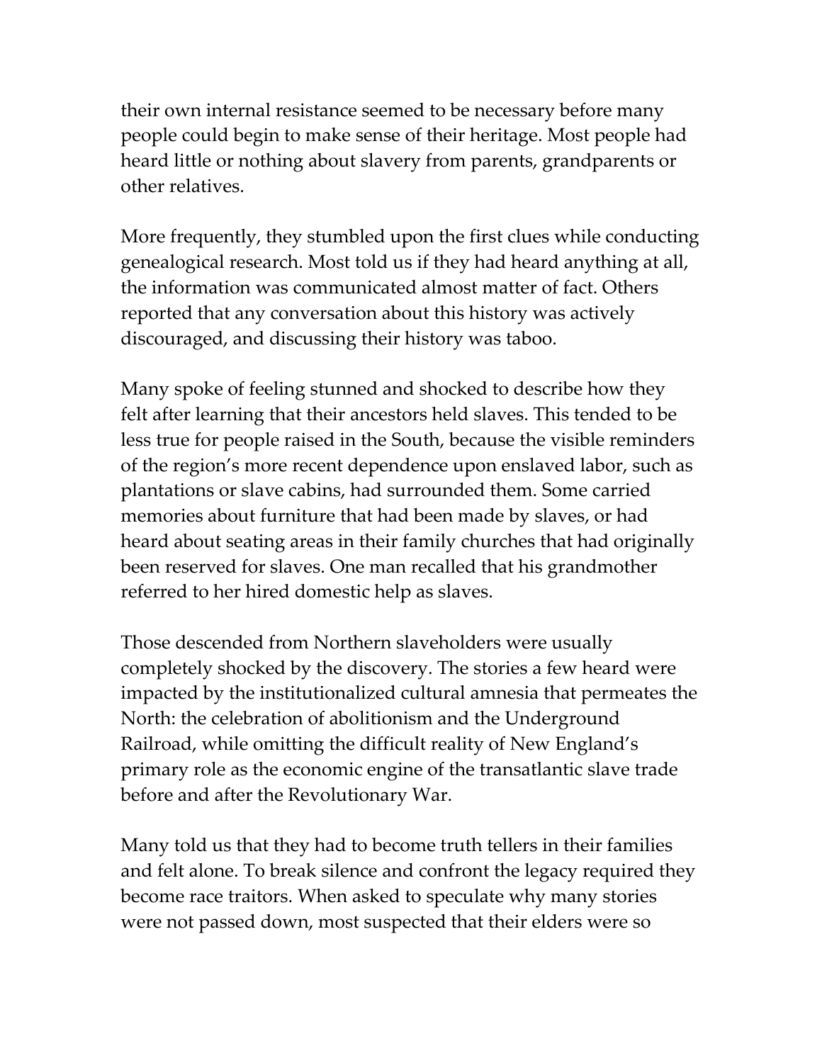their own internal resistance seemed to be necessary before many people could begin to make sense of their heritage. Most people had heard little or nothing about slavery from parents, grandparents or other relatives.

More frequently, they stumbled upon the first clues while conducting genealogical research. Most told us if they had heard anything at all, the information was communicated almost matter of fact. Others reported that any conversation about this history was actively discouraged, and discussing their history was taboo.

Many spoke of feeling stunned and shocked to describe how they felt after learning that their ancestors held slaves. This tended to be less true for people raised in the South, because the visible reminders of the region's more recent dependence upon enslaved labor, such as plantations or slave cabins, had surrounded them. Some carried memories about furniture that had been made by slaves, or had heard about seating areas in their family churches that had originally been reserved for slaves. One man recalled that his grandmother referred to her hired domestic help as slaves.

Those descended from Northern slaveholders were usually completely shocked by the discovery. The stories a few heard were impacted by the institutionalized cultural amnesia that permeates the North: the celebration of abolitionism and the Underground Railroad, while omitting the difficult reality of New England's primary role as the economic engine of the transatlantic slave trade before and after the Revolutionary War.

Many told us that they had to become truth tellers in their families and felt alone. To break silence and confront the legacy required they become race traitors. When asked to speculate why many stories were not passed down, most suspected that their elders were so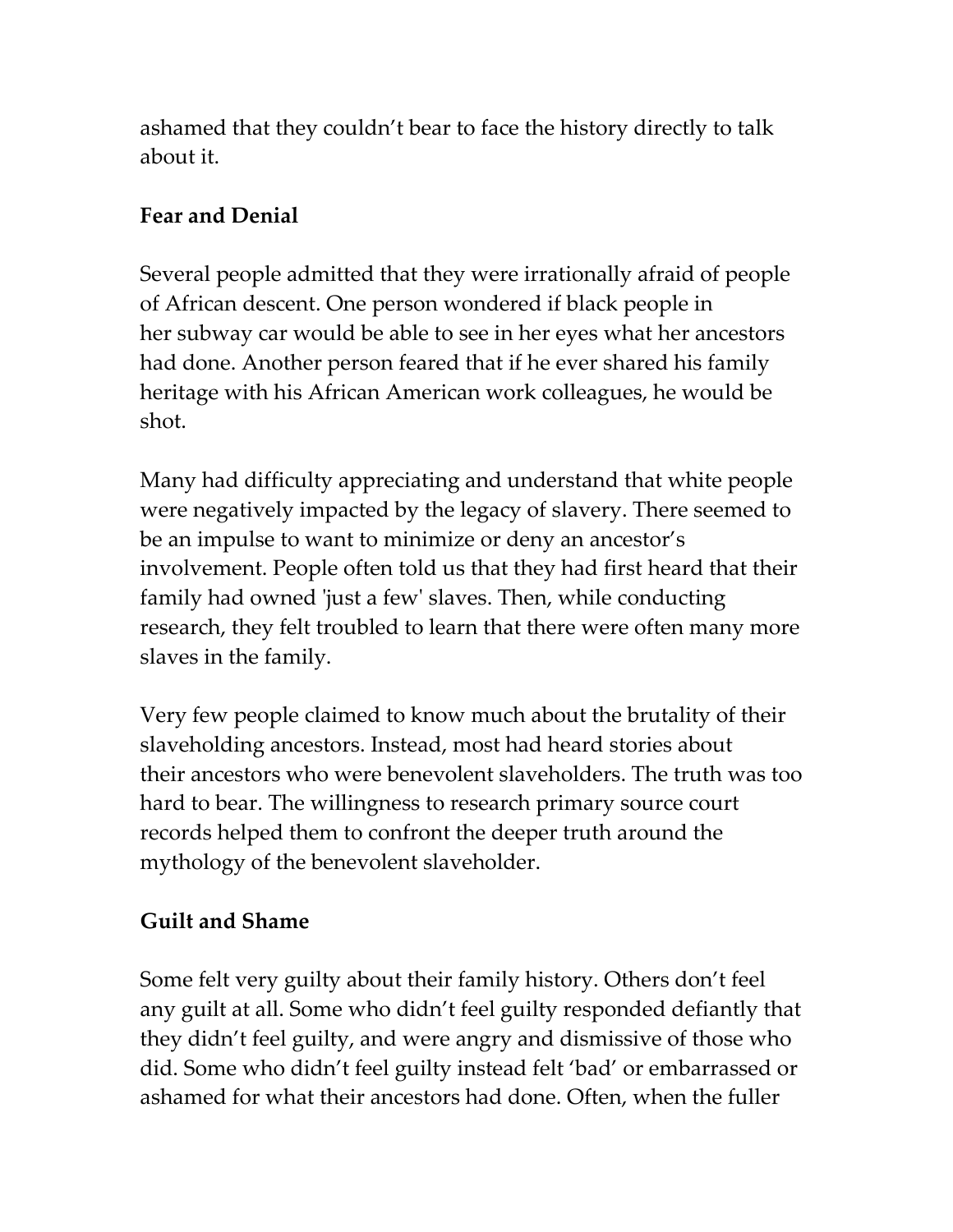ashamed that they couldn't bear to face the history directly to talk about it.

## Fear and Denial

Several people admitted that they were irrationally afraid of people of African descent. One person wondered if black people in her subway car would be able to see in her eyes what her ancestors had done. Another person feared that if he ever shared his family heritage with his African American work colleagues, he would be shot.

Many had difficulty appreciating and understand that white people were negatively impacted by the legacy of slavery. There seemed to be an impulse to want to minimize or deny an ancestor's involvement. People often told us that they had first heard that their family had owned 'just a few' slaves. Then, while conducting research, they felt troubled to learn that there were often many more slaves in the family.

Very few people claimed to know much about the brutality of their slaveholding ancestors. Instead, most had heard stories about their ancestors who were benevolent slaveholders. The truth was too hard to bear. The willingness to research primary source court records helped them to confront the deeper truth around the mythology of the benevolent slaveholder.

## Guilt and Shame

Some felt very guilty about their family history. Others don't feel any guilt at all. Some who didn't feel guilty responded defiantly that they didn't feel guilty, and were angry and dismissive of those who did. Some who didn't feel guilty instead felt 'bad' or embarrassed or ashamed for what their ancestors had done. Often, when the fuller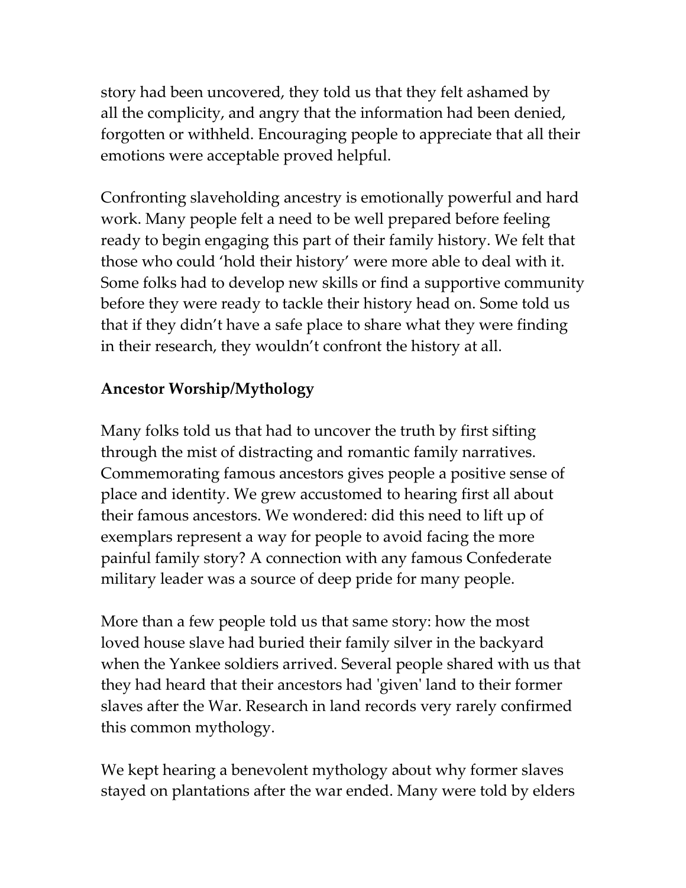story had been uncovered, they told us that they felt ashamed by all the complicity, and angry that the information had been denied, forgotten or withheld. Encouraging people to appreciate that all their emotions were acceptable proved helpful.

Confronting slaveholding ancestry is emotionally powerful and hard work. Many people felt a need to be well prepared before feeling ready to begin engaging this part of their family history. We felt that those who could 'hold their history' were more able to deal with it. Some folks had to develop new skills or find a supportive community before they were ready to tackle their history head on. Some told us that if they didn't have a safe place to share what they were finding in their research, they wouldn't confront the history at all.

**Ancestor Worship/Mythology**

Many folks told us that had to uncover the truth by first sifting through the mist of distracting and romantic family narratives. Commemorating famous ancestors gives people a positive sense of place and identity. We grew accustomed to hearing first all about their famous ancestors. We wondered: did this need to lift up of exemplars represent a way for people to avoid facing the more painful family story? A connection with any famous Confederate military leader was a source of deep pride for many people.

More than a few people told us that same story: how the most loved house slave had buried their family silver in the backyard when the Yankee soldiers arrived. Several people shared with us that they had heard that their ancestors had 'given' land to their former slaves after the War. Research in land records very rarely confirmed this common mythology.

We kept hearing a benevolent mythology about why former slaves stayed on plantations after the war ended. Many were told by elders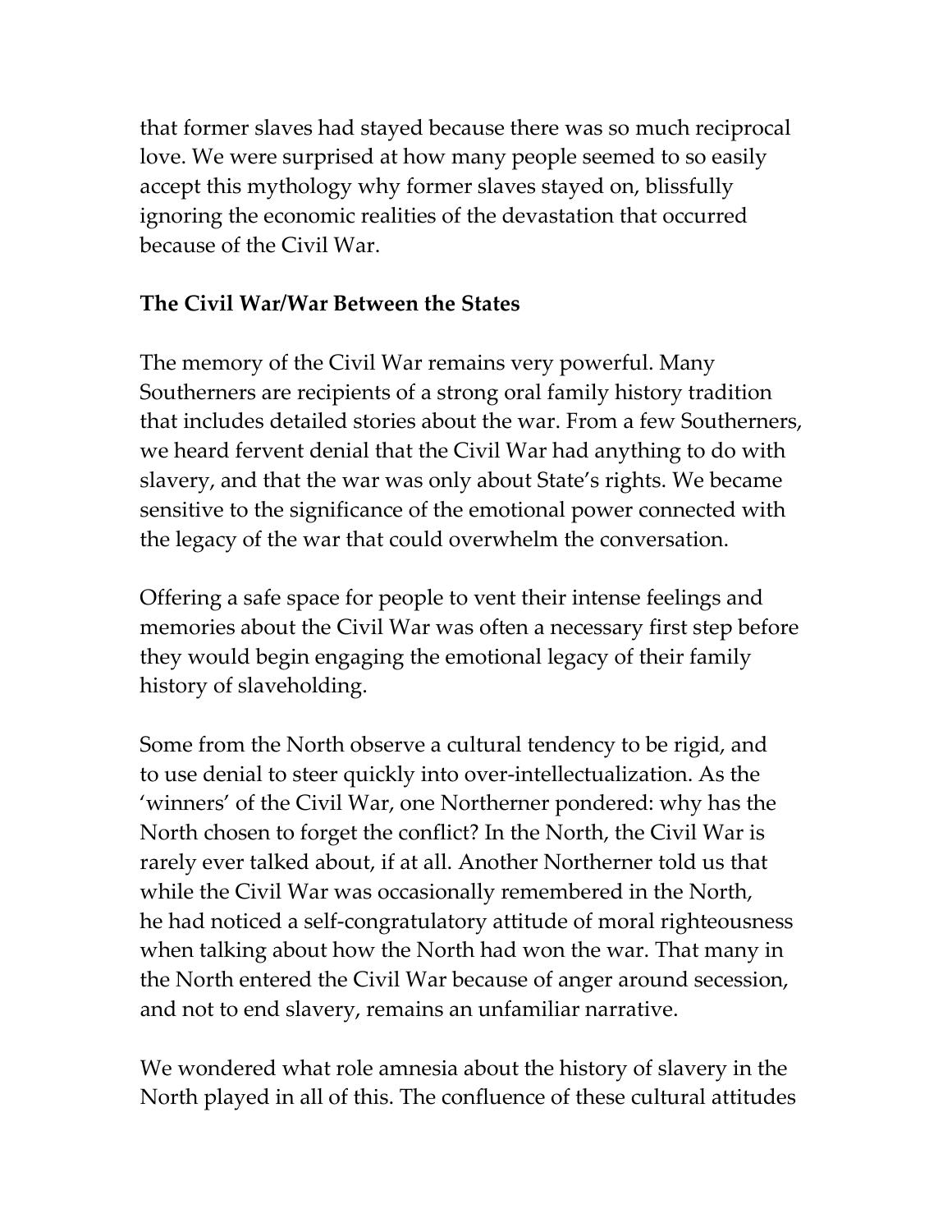that former slaves had stayed because there was so much reciprocal love. We were surprised at how many people seemed to so easily accept this mythology why former slaves stayed on, blissfully ignoring the economic realities of the devastation that occurred because of the Civil War.

**The Civil War/War Between the States**

The memory of the Civil War remains very powerful. Many Southerners are recipients of a strong oral family history tradition that includes detailed stories about the war. From a few Southerners, we heard fervent denial that the Civil War had anything to do with slavery, and that the war was only about State's rights. We became sensitive to the significance of the emotional power connected with the legacy of the war that could overwhelm the conversation.

Offering a safe space for people to vent their intense feelings and memories about the Civil War was often a necessary first step before they would begin engaging the emotional legacy of their family history of slaveholding.

Some from the North observe a cultural tendency to be rigid, and to use denial to steer quickly into over-intellectualization. As the 'winners' of the Civil War, one Northerner pondered: why has the North chosen to forget the conflict? In the North, the Civil War is rarely ever talked about, if at all. Another Northerner told us that while the Civil War was occasionally remembered in the North, he had noticed a self-congratulatory attitude of moral righteousness when talking about how the North had won the war. That many in the North entered the Civil War because of anger around secession, and not to end slavery, remains an unfamiliar narrative.

We wondered what role amnesia about the history of slavery in the North played in all of this. The confluence of these cultural attitudes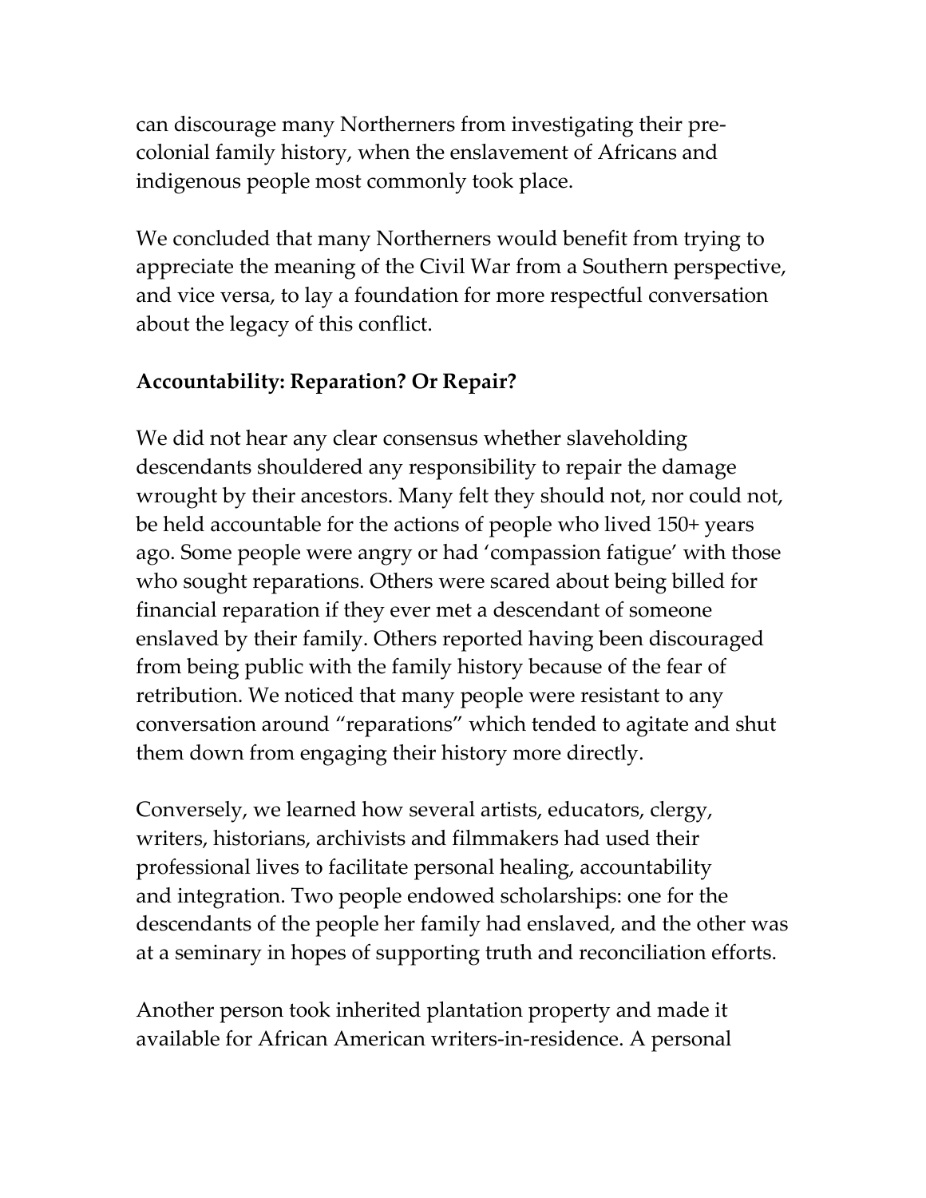can discourage many Northerners from investigating their pre-colonial family history, when the enslavement of Africans and indigenous people most commonly took place.

We concluded that many Northerners would benefit from trying to appreciate the meaning of the Civil War from a Southern perspective, and vice versa, to lay a foundation for more respectful conversation about the legacy of this conflict.

**Accountability: Reparation? Or Repair?**

We did not hear any clear consensus whether slaveholding descendants shouldered any responsibility to repair the damage wrought by their ancestors. Many felt they should not, nor could not, be held accountable for the actions of people who lived 150+ years ago. Some people were angry or had 'compassion fatigue' with those who sought reparations. Others were scared about being billed for financial reparation if they ever met a descendant of someone enslaved by their family. Others reported having been discouraged from being public with the family history because of the fear of retribution. We noticed that many people were resistant to any conversation around "reparations" which tended to agitate and shut them down from engaging their history more directly.

Conversely, we learned how several artists, educators, clergy, writers, historians, archivists and filmmakers had used their professional lives to facilitate personal healing, accountability and integration. Two people endowed scholarships: one for the descendants of the people her family had enslaved, and the other was at a seminary in hopes of supporting truth and reconciliation efforts.

Another person took inherited plantation property and made it available for African American writers-in-residence. A personal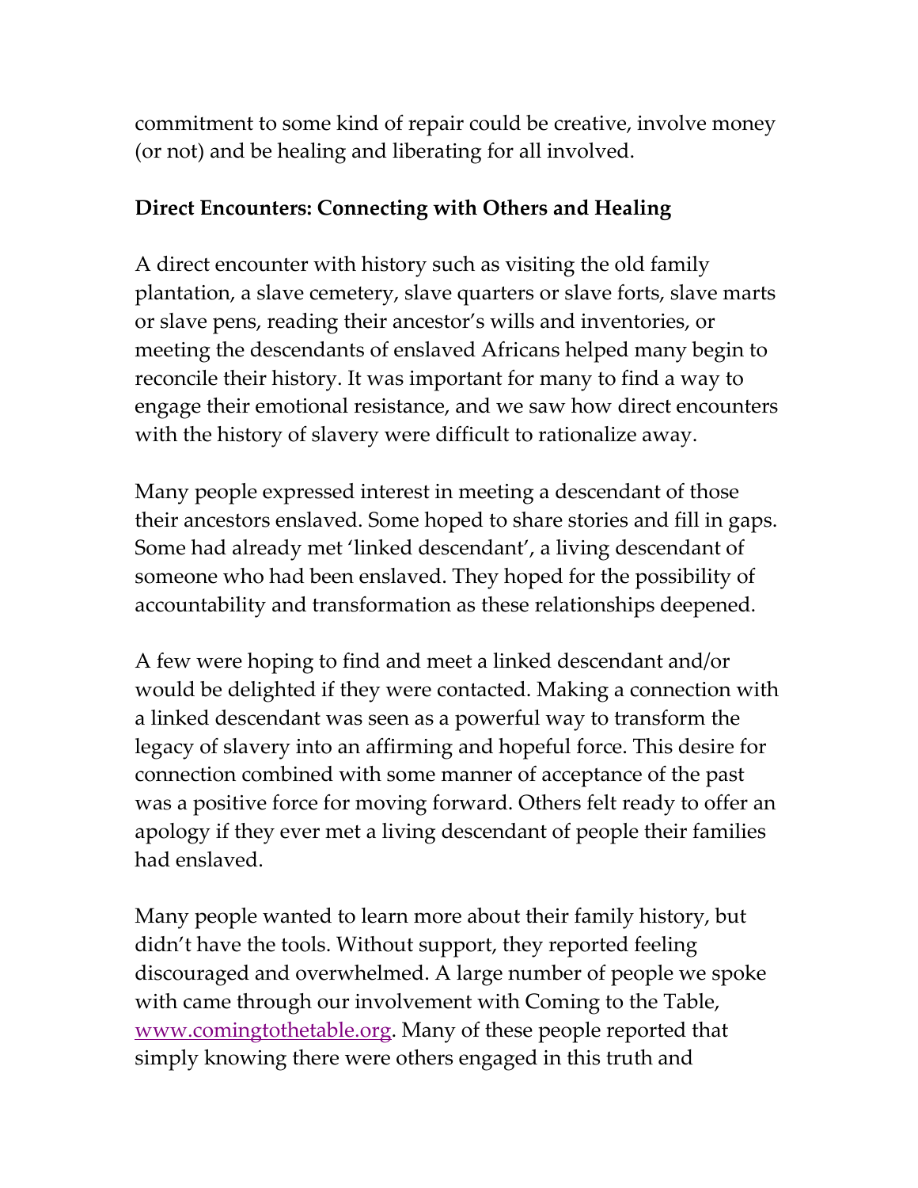commitment to some kind of repair could be creative, involve money (or not) and be healing and liberating for all involved.

**Direct Encounters: Connecting with Others and Healing**

A direct encounter with history such as visiting the old family plantation, a slave cemetery, slave quarters or slave forts, slave marts or slave pens, reading their ancestor's wills and inventories, or meeting the descendants of enslaved Africans helped many begin to reconcile their history. It was important for many to find a way to engage their emotional resistance, and we saw how direct encounters with the history of slavery were difficult to rationalize away.

Many people expressed interest in meeting a descendant of those their ancestors enslaved. Some hoped to share stories and fill in gaps. Some had already met 'linked descendant', a living descendant of someone who had been enslaved. They hoped for the possibility of accountability and transformation as these relationships deepened.

A few were hoping to find and meet a linked descendant and/or would be delighted if they were contacted. Making a connection with a linked descendant was seen as a powerful way to transform the legacy of slavery into an affirming and hopeful force. This desire for connection combined with some manner of acceptance of the past was a positive force for moving forward. Others felt ready to offer an apology if they ever met a living descendant of people their families had enslaved.

Many people wanted to learn more about their family history, but didn't have the tools. Without support, they reported feeling discouraged and overwhelmed. A large number of people we spoke with came through our involvement with Coming to the Table, [www.comingtothetable.org](http://www.comingtothetable.org). Many of these people reported that simply knowing there were others engaged in this truth and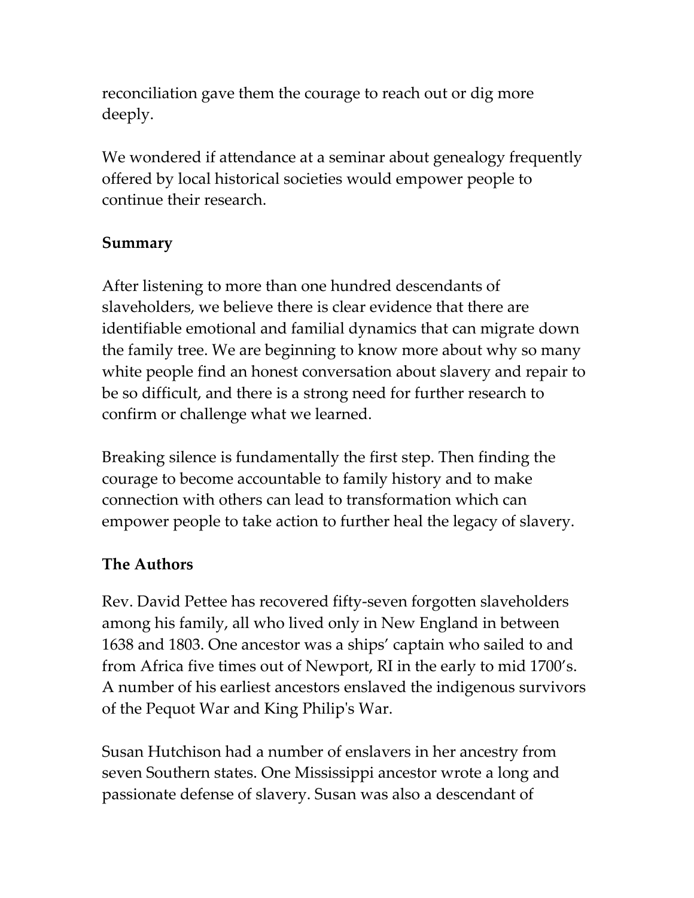reconciliation gave them the courage to reach out or dig more deeply.

We wondered if attendance at a seminar about genealogy frequently offered by local historical societies would empower people to continue their research.

## Summary

After listening to more than one hundred descendants of slaveholders, we believe there is clear evidence that there are identifiable emotional and familial dynamics that can migrate down the family tree. We are beginning to know more about why so many white people find an honest conversation about slavery and repair to be so difficult, and there is a strong need for further research to confirm or challenge what we learned.

Breaking silence is fundamentally the first step. Then finding the courage to become accountable to family history and to make connection with others can lead to transformation which can empower people to take action to further heal the legacy of slavery.

## The Authors

Rev. David Pettee has recovered fifty-seven forgotten slaveholders among his family, all who lived only in New England in between 1638 and 1803. One ancestor was a ships' captain who sailed to and from Africa five times out of Newport, RI in the early to mid 1700's. A number of his earliest ancestors enslaved the indigenous survivors of the Pequot War and King Philip's War.

Susan Hutchison had a number of enslavers in her ancestry from seven Southern states. One Mississippi ancestor wrote a long and passionate defense of slavery. Susan was also a descendant of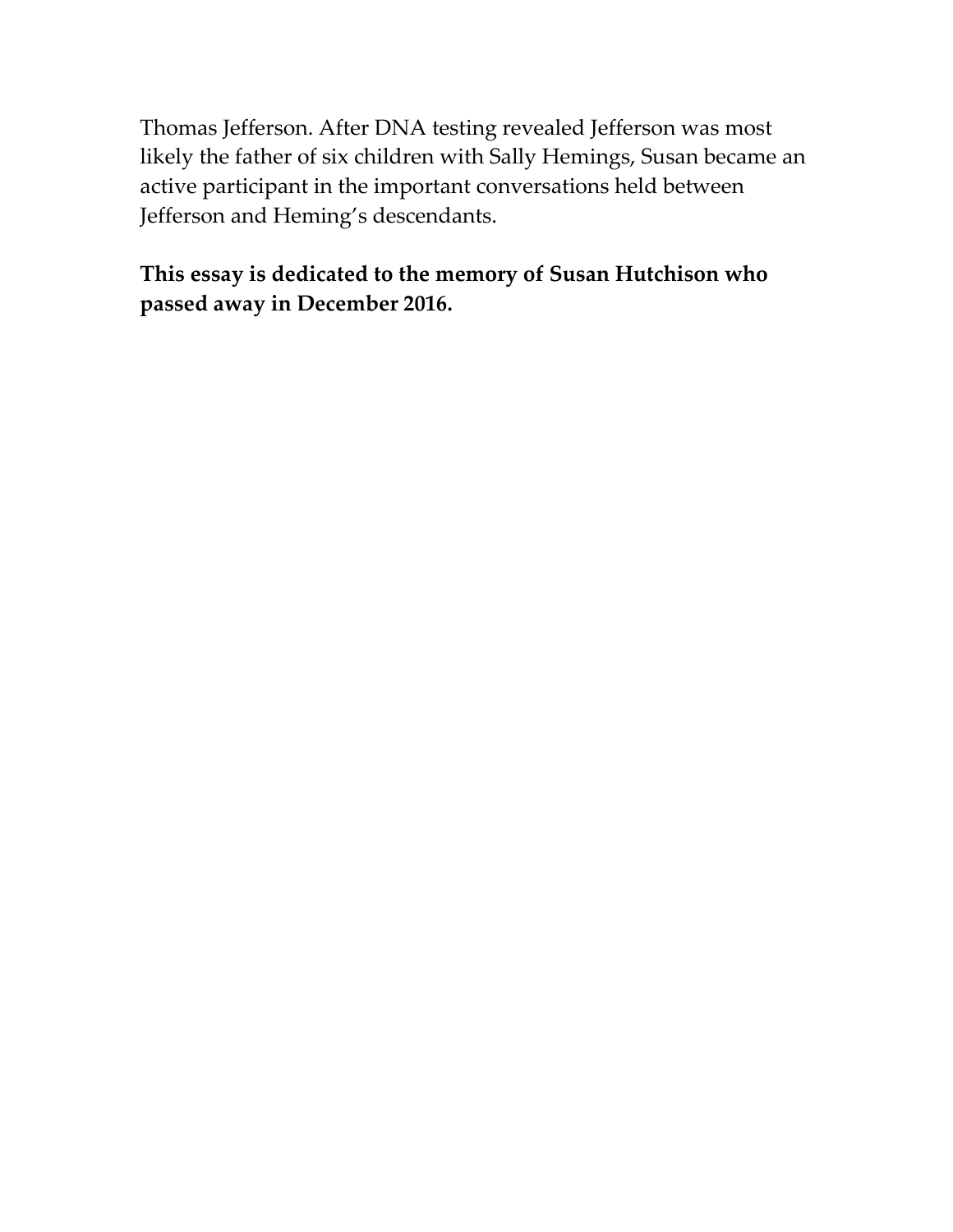Thomas Jefferson. After DNA testing revealed Jefferson was most likely the father of six children with Sally Hemings, Susan became an active participant in the important conversations held between Jefferson and Heming's descendants.

**This essay is dedicated to the memory of Susan Hutchison who passed away in December 2016.**